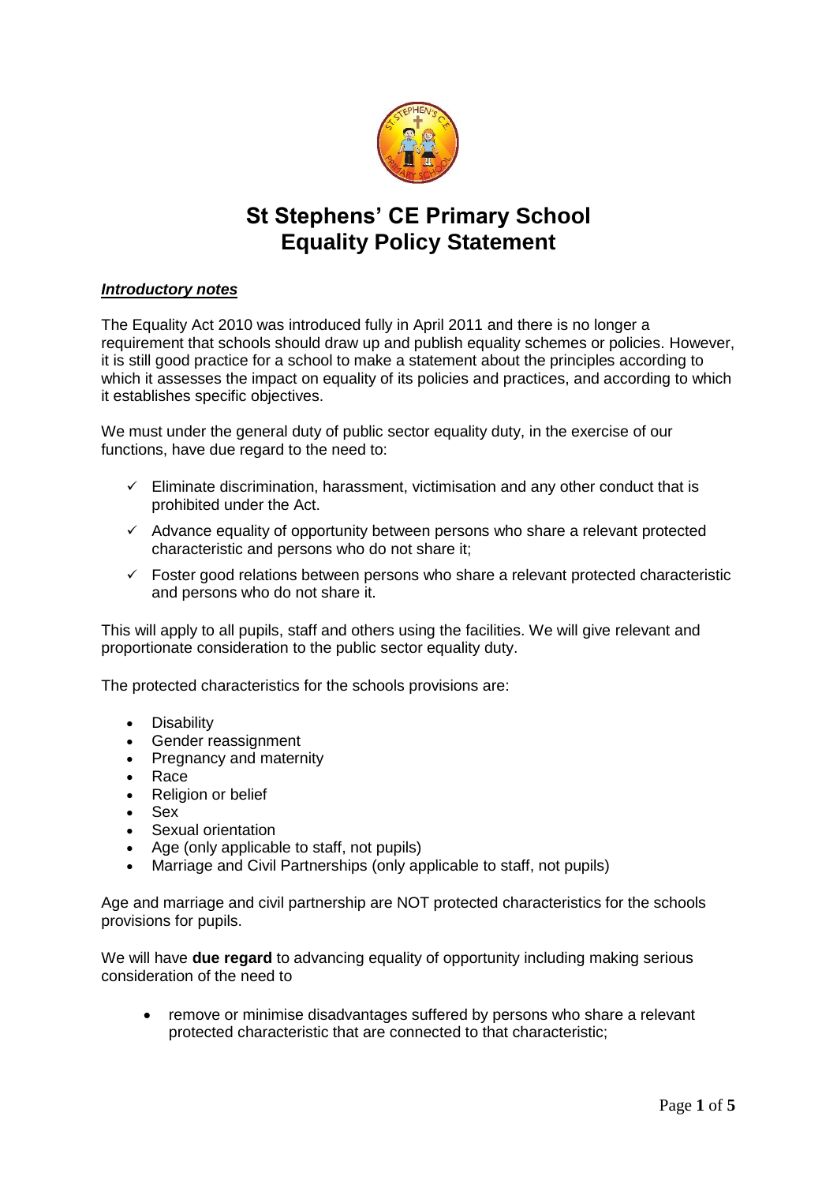# St Stephens' CE Primary School
# Equality Policy Statement

***Introductory notes***

The Equality Act 2010 was introduced fully in April 2011 and there is no longer a requirement that schools should draw up and publish equality schemes or policies. However, it is still good practice for a school to make a statement about the principles according to which it assesses the impact on equality of its policies and practices, and according to which it establishes specific objectives.

We must under the general duty of public sector equality duty, in the exercise of our functions, have due regard to the need to:

- ✓ Eliminate discrimination, harassment, victimisation and any other conduct that is prohibited under the Act.
- ✓ Advance equality of opportunity between persons who share a relevant protected characteristic and persons who do not share it;
- ✓ Foster good relations between persons who share a relevant protected characteristic and persons who do not share it.

This will apply to all pupils, staff and others using the facilities. We will give relevant and proportionate consideration to the public sector equality duty.

The protected characteristics for the schools provisions are:

- Disability
- Gender reassignment
- Pregnancy and maternity
- Race
- Religion or belief
- Sex
- Sexual orientation
- Age (only applicable to staff, not pupils)
- Marriage and Civil Partnerships (only applicable to staff, not pupils)

Age and marriage and civil partnership are NOT protected characteristics for the schools provisions for pupils.

We will have **due regard** to advancing equality of opportunity including making serious consideration of the need to

- remove or minimise disadvantages suffered by persons who share a relevant protected characteristic that are connected to that characteristic;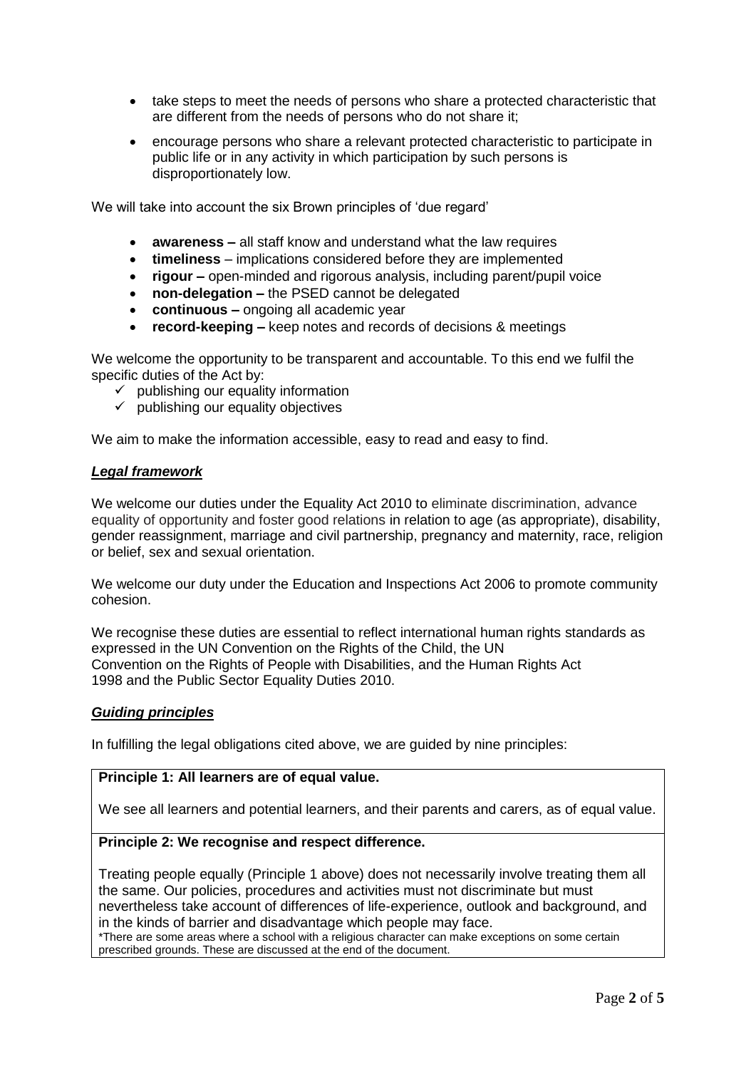- take steps to meet the needs of persons who share a protected characteristic that are different from the needs of persons who do not share it;
- encourage persons who share a relevant protected characteristic to participate in public life or in any activity in which participation by such persons is disproportionately low.

We will take into account the six Brown principles of 'due regard'

- **awareness –** all staff know and understand what the law requires
- **timeliness** – implications considered before they are implemented
- **rigour –** open-minded and rigorous analysis, including parent/pupil voice
- **non-delegation –** the PSED cannot be delegated
- **continuous –** ongoing all academic year
- **record-keeping –** keep notes and records of decisions & meetings

We welcome the opportunity to be transparent and accountable. To this end we fulfil the specific duties of the Act by:

- ✓ publishing our equality information
- ✓ publishing our equality objectives

We aim to make the information accessible, easy to read and easy to find.

### ***Legal framework***

We welcome our duties under the Equality Act 2010 to eliminate discrimination, advance equality of opportunity and foster good relations in relation to age (as appropriate), disability, gender reassignment, marriage and civil partnership, pregnancy and maternity, race, religion or belief, sex and sexual orientation.

We welcome our duty under the Education and Inspections Act 2006 to promote community cohesion.

We recognise these duties are essential to reflect international human rights standards as expressed in the UN Convention on the Rights of the Child, the UN Convention on the Rights of People with Disabilities, and the Human Rights Act 1998 and the Public Sector Equality Duties 2010.

### ***Guiding principles***

In fulfilling the legal obligations cited above, we are guided by nine principles:

**Principle 1: All learners are of equal value.**

We see all learners and potential learners, and their parents and carers, as of equal value.

**Principle 2: We recognise and respect difference.**

Treating people equally (Principle 1 above) does not necessarily involve treating them all the same. Our policies, procedures and activities must not discriminate but must nevertheless take account of differences of life-experience, outlook and background, and in the kinds of barrier and disadvantage which people may face.

*There are some areas where a school with a religious character can make exceptions on some certain prescribed grounds. These are discussed at the end of the document.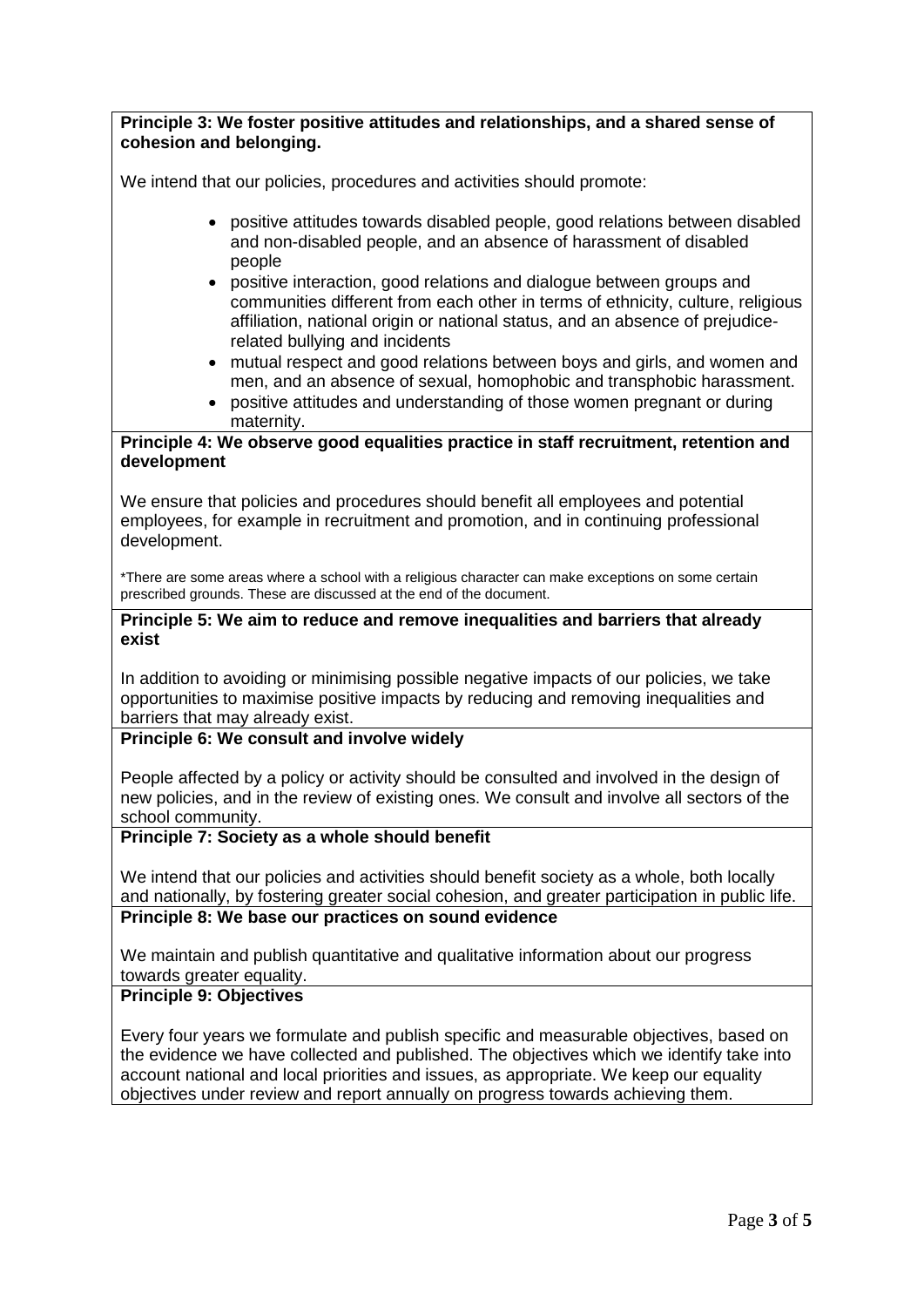**Principle 3: We foster positive attitudes and relationships, and a shared sense of cohesion and belonging.**

We intend that our policies, procedures and activities should promote:

- positive attitudes towards disabled people, good relations between disabled and non-disabled people, and an absence of harassment of disabled people
- positive interaction, good relations and dialogue between groups and communities different from each other in terms of ethnicity, culture, religious affiliation, national origin or national status, and an absence of prejudice-related bullying and incidents
- mutual respect and good relations between boys and girls, and women and men, and an absence of sexual, homophobic and transphobic harassment.
- positive attitudes and understanding of those women pregnant or during maternity.

**Principle 4: We observe good equalities practice in staff recruitment, retention and development**

We ensure that policies and procedures should benefit all employees and potential employees, for example in recruitment and promotion, and in continuing professional development.

*There are some areas where a school with a religious character can make exceptions on some certain prescribed grounds. These are discussed at the end of the document.

**Principle 5: We aim to reduce and remove inequalities and barriers that already exist**

In addition to avoiding or minimising possible negative impacts of our policies, we take opportunities to maximise positive impacts by reducing and removing inequalities and barriers that may already exist.

**Principle 6: We consult and involve widely**

People affected by a policy or activity should be consulted and involved in the design of new policies, and in the review of existing ones. We consult and involve all sectors of the school community.

**Principle 7: Society as a whole should benefit**

We intend that our policies and activities should benefit society as a whole, both locally and nationally, by fostering greater social cohesion, and greater participation in public life.

**Principle 8: We base our practices on sound evidence**

We maintain and publish quantitative and qualitative information about our progress towards greater equality.

**Principle 9: Objectives**

Every four years we formulate and publish specific and measurable objectives, based on the evidence we have collected and published. The objectives which we identify take into account national and local priorities and issues, as appropriate. We keep our equality objectives under review and report annually on progress towards achieving them.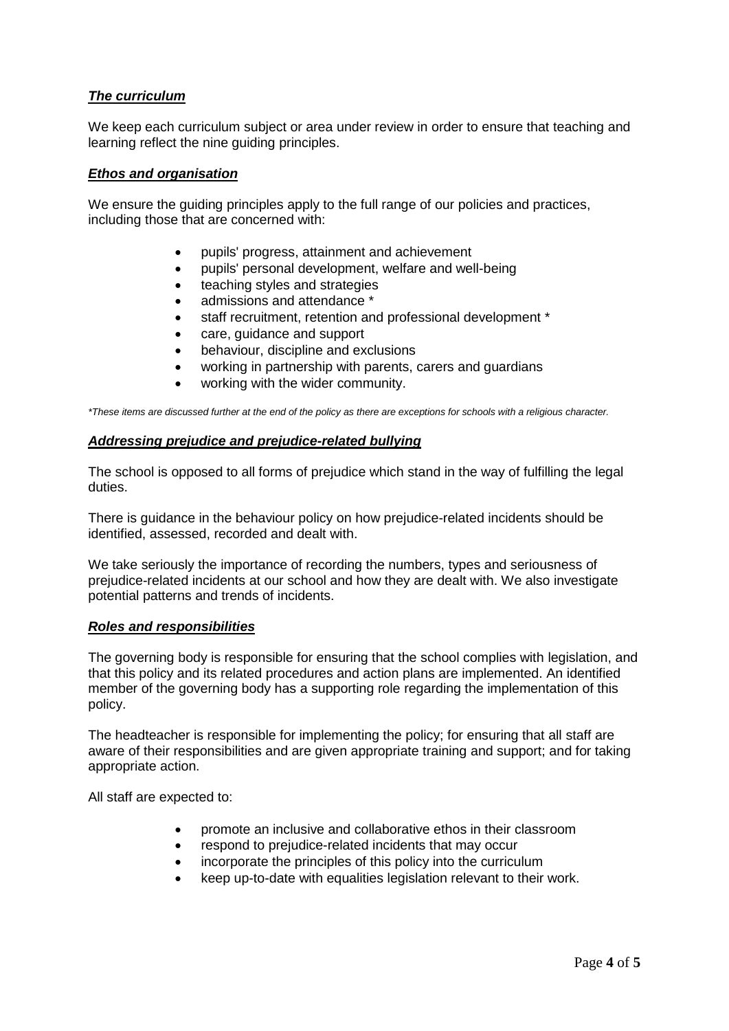***The curriculum***

We keep each curriculum subject or area under review in order to ensure that teaching and learning reflect the nine guiding principles.

***Ethos and organisation***

We ensure the guiding principles apply to the full range of our policies and practices, including those that are concerned with:

- pupils' progress, attainment and achievement
- pupils' personal development, welfare and well-being
- teaching styles and strategies
- admissions and attendance *
- staff recruitment, retention and professional development *
- care, guidance and support
- behaviour, discipline and exclusions
- working in partnership with parents, carers and guardians
- working with the wider community.

*\*These items are discussed further at the end of the policy as there are exceptions for schools with a religious character.*

***Addressing prejudice and prejudice-related bullying***

The school is opposed to all forms of prejudice which stand in the way of fulfilling the legal duties.

There is guidance in the behaviour policy on how prejudice-related incidents should be identified, assessed, recorded and dealt with.

We take seriously the importance of recording the numbers, types and seriousness of prejudice-related incidents at our school and how they are dealt with. We also investigate potential patterns and trends of incidents.

***Roles and responsibilities***

The governing body is responsible for ensuring that the school complies with legislation, and that this policy and its related procedures and action plans are implemented. An identified member of the governing body has a supporting role regarding the implementation of this policy.

The headteacher is responsible for implementing the policy; for ensuring that all staff are aware of their responsibilities and are given appropriate training and support; and for taking appropriate action.

All staff are expected to:

- promote an inclusive and collaborative ethos in their classroom
- respond to prejudice-related incidents that may occur
- incorporate the principles of this policy into the curriculum
- keep up-to-date with equalities legislation relevant to their work.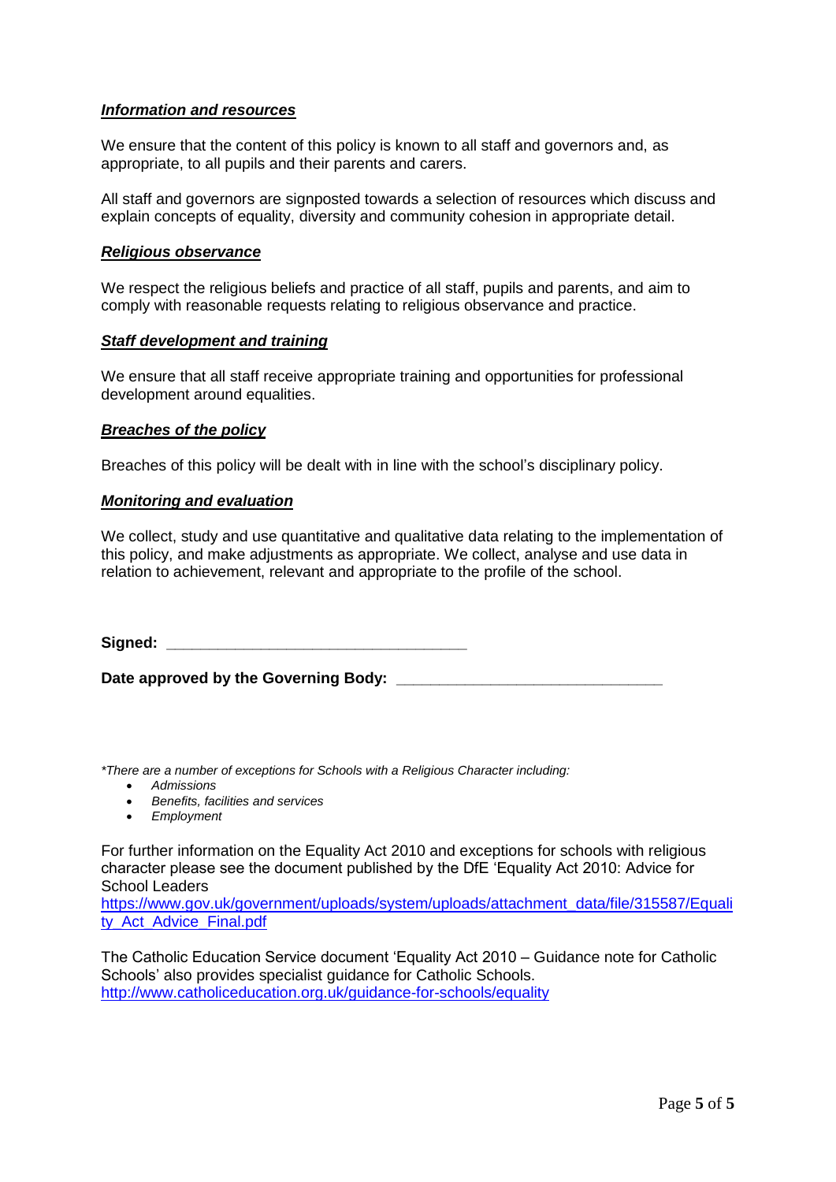***Information and resources***

We ensure that the content of this policy is known to all staff and governors and, as appropriate, to all pupils and their parents and carers.

All staff and governors are signposted towards a selection of resources which discuss and explain concepts of equality, diversity and community cohesion in appropriate detail.

***Religious observance***

We respect the religious beliefs and practice of all staff, pupils and parents, and aim to comply with reasonable requests relating to religious observance and practice.

***Staff development and training***

We ensure that all staff receive appropriate training and opportunities for professional development around equalities.

***Breaches of the policy***

Breaches of this policy will be dealt with in line with the school's disciplinary policy.

***Monitoring and evaluation***

We collect, study and use quantitative and qualitative data relating to the implementation of this policy, and make adjustments as appropriate. We collect, analyse and use data in relation to achievement, relevant and appropriate to the profile of the school.

**Signed: ___________________________________**

**Date approved by the Governing Body: ______________________________**

*\*There are a number of exceptions for Schools with a Religious Character including:*

- *Admissions*
- *Benefits, facilities and services*
- *Employment*

For further information on the Equality Act 2010 and exceptions for schools with religious character please see the document published by the DfE 'Equality Act 2010: Advice for School Leaders
https://www.gov.uk/government/uploads/system/uploads/attachment_data/file/315587/Equality_Act_Advice_Final.pdf

The Catholic Education Service document 'Equality Act 2010 – Guidance note for Catholic Schools' also provides specialist guidance for Catholic Schools.
http://www.catholiceducation.org.uk/guidance-for-schools/equality